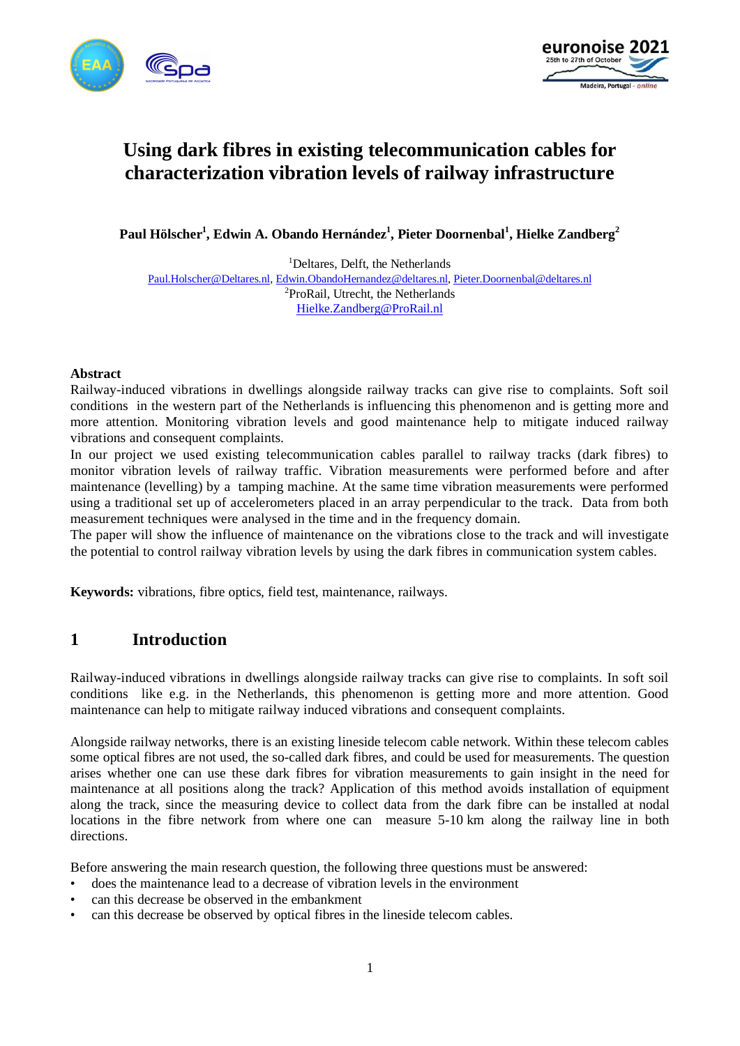# Using dark fibres in existing telecommunication cables for characterization vibration levels of railway infrastructure

**Paul Hölscher[1], Edwin A. Obando Hernández[1], Pieter Doornenbal[1], Hielke Zandberg[2]**

[1]Deltares, Delft, the Netherlands
Paul.Holscher@Deltares.nl, Edwin.ObandoHernandez@deltares.nl, Pieter.Doornenbal@deltares.nl
[2]ProRail, Utrecht, the Netherlands
Hielke.Zandberg@ProRail.nl

## Abstract

Railway-induced vibrations in dwellings alongside railway tracks can give rise to complaints. Soft soil conditions in the western part of the Netherlands is influencing this phenomenon and is getting more and more attention. Monitoring vibration levels and good maintenance help to mitigate induced railway vibrations and consequent complaints.

In our project we used existing telecommunication cables parallel to railway tracks (dark fibres) to monitor vibration levels of railway traffic. Vibration measurements were performed before and after maintenance (levelling) by a tamping machine. At the same time vibration measurements were performed using a traditional set up of accelerometers placed in an array perpendicular to the track. Data from both measurement techniques were analysed in the time and in the frequency domain.

The paper will show the influence of maintenance on the vibrations close to the track and will investigate the potential to control railway vibration levels by using the dark fibres in communication system cables.

**Keywords:** vibrations, fibre optics, field test, maintenance, railways.

## 1 Introduction

Railway-induced vibrations in dwellings alongside railway tracks can give rise to complaints. In soft soil conditions like e.g. in the Netherlands, this phenomenon is getting more and more attention. Good maintenance can help to mitigate railway induced vibrations and consequent complaints.

Alongside railway networks, there is an existing lineside telecom cable network. Within these telecom cables some optical fibres are not used, the so-called dark fibres, and could be used for measurements. The question arises whether one can use these dark fibres for vibration measurements to gain insight in the need for maintenance at all positions along the track? Application of this method avoids installation of equipment along the track, since the measuring device to collect data from the dark fibre can be installed at nodal locations in the fibre network from where one can measure 5-10 km along the railway line in both directions.

Before answering the main research question, the following three questions must be answered:

- does the maintenance lead to a decrease of vibration levels in the environment
- can this decrease be observed in the embankment
- can this decrease be observed by optical fibres in the lineside telecom cables.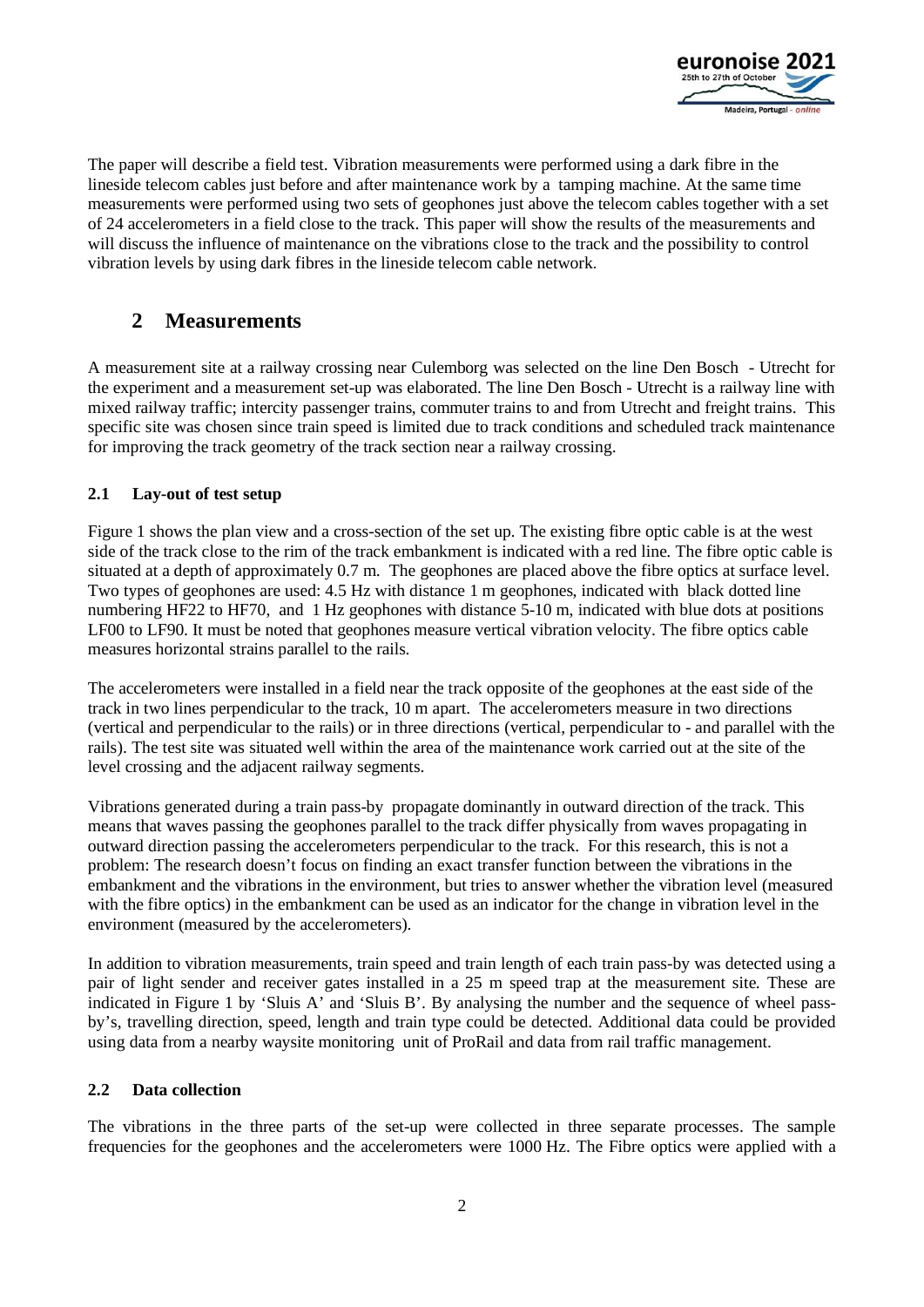The paper will describe a field test. Vibration measurements were performed using a dark fibre in the lineside telecom cables just before and after maintenance work by a tamping machine. At the same time measurements were performed using two sets of geophones just above the telecom cables together with a set of 24 accelerometers in a field close to the track. This paper will show the results of the measurements and will discuss the influence of maintenance on the vibrations close to the track and the possibility to control vibration levels by using dark fibres in the lineside telecom cable network.

## 2 Measurements

A measurement site at a railway crossing near Culemborg was selected on the line Den Bosch - Utrecht for the experiment and a measurement set-up was elaborated. The line Den Bosch - Utrecht is a railway line with mixed railway traffic; intercity passenger trains, commuter trains to and from Utrecht and freight trains. This specific site was chosen since train speed is limited due to track conditions and scheduled track maintenance for improving the track geometry of the track section near a railway crossing.

### 2.1 Lay-out of test setup

Figure 1 shows the plan view and a cross-section of the set up. The existing fibre optic cable is at the west side of the track close to the rim of the track embankment is indicated with a red line. The fibre optic cable is situated at a depth of approximately 0.7 m. The geophones are placed above the fibre optics at surface level. Two types of geophones are used: 4.5 Hz with distance 1 m geophones, indicated with black dotted line numbering HF22 to HF70, and 1 Hz geophones with distance 5-10 m, indicated with blue dots at positions LF00 to LF90. It must be noted that geophones measure vertical vibration velocity. The fibre optics cable measures horizontal strains parallel to the rails.

The accelerometers were installed in a field near the track opposite of the geophones at the east side of the track in two lines perpendicular to the track, 10 m apart. The accelerometers measure in two directions (vertical and perpendicular to the rails) or in three directions (vertical, perpendicular to - and parallel with the rails). The test site was situated well within the area of the maintenance work carried out at the site of the level crossing and the adjacent railway segments.

Vibrations generated during a train pass-by propagate dominantly in outward direction of the track. This means that waves passing the geophones parallel to the track differ physically from waves propagating in outward direction passing the accelerometers perpendicular to the track. For this research, this is not a problem: The research doesn't focus on finding an exact transfer function between the vibrations in the embankment and the vibrations in the environment, but tries to answer whether the vibration level (measured with the fibre optics) in the embankment can be used as an indicator for the change in vibration level in the environment (measured by the accelerometers).

In addition to vibration measurements, train speed and train length of each train pass-by was detected using a pair of light sender and receiver gates installed in a 25 m speed trap at the measurement site. These are indicated in Figure 1 by 'Sluis A' and 'Sluis B'. By analysing the number and the sequence of wheel pass-by's, travelling direction, speed, length and train type could be detected. Additional data could be provided using data from a nearby waysite monitoring unit of ProRail and data from rail traffic management.

### 2.2 Data collection

The vibrations in the three parts of the set-up were collected in three separate processes. The sample frequencies for the geophones and the accelerometers were 1000 Hz. The Fibre optics were applied with a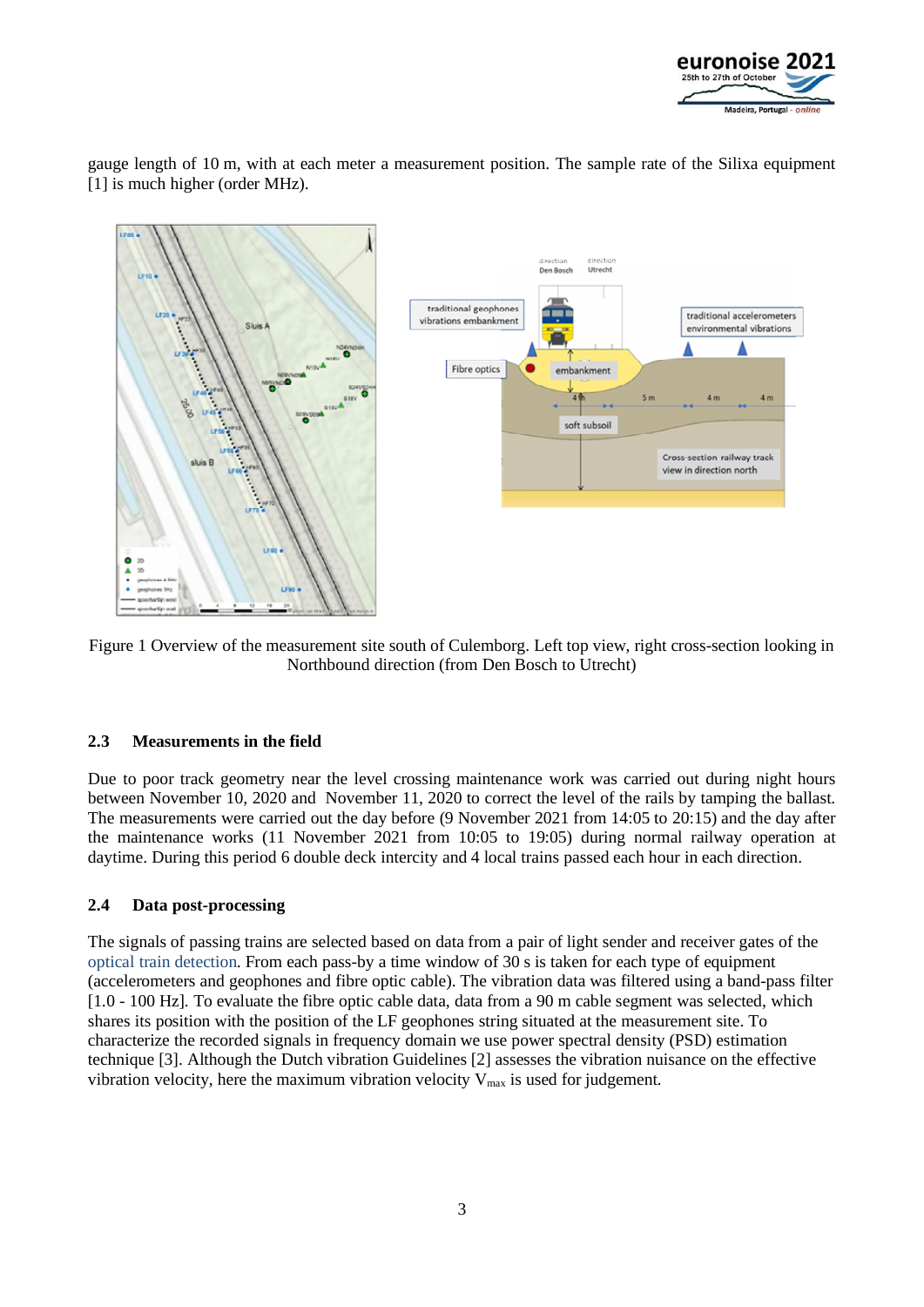gauge length of 10 m, with at each meter a measurement position. The sample rate of the Silixa equipment [1] is much higher (order MHz).

Figure 1 Overview of the measurement site south of Culemborg. Left top view, right cross-section looking in Northbound direction (from Den Bosch to Utrecht)

### 2.3 Measurements in the field

Due to poor track geometry near the level crossing maintenance work was carried out during night hours between November 10, 2020 and November 11, 2020 to correct the level of the rails by tamping the ballast. The measurements were carried out the day before (9 November 2021 from 14:05 to 20:15) and the day after the maintenance works (11 November 2021 from 10:05 to 19:05) during normal railway operation at daytime. During this period 6 double deck intercity and 4 local trains passed each hour in each direction.

### 2.4 Data post-processing

The signals of passing trains are selected based on data from a pair of light sender and receiver gates of the optical train detection. From each pass-by a time window of 30 s is taken for each type of equipment (accelerometers and geophones and fibre optic cable). The vibration data was filtered using a band-pass filter [1.0 - 100 Hz]. To evaluate the fibre optic cable data, data from a 90 m cable segment was selected, which shares its position with the position of the LF geophones string situated at the measurement site. To characterize the recorded signals in frequency domain we use power spectral density (PSD) estimation technique [3]. Although the Dutch vibration Guidelines [2] assesses the vibration nuisance on the effective vibration velocity, here the maximum vibration velocity $V_{max}$ is used for judgement.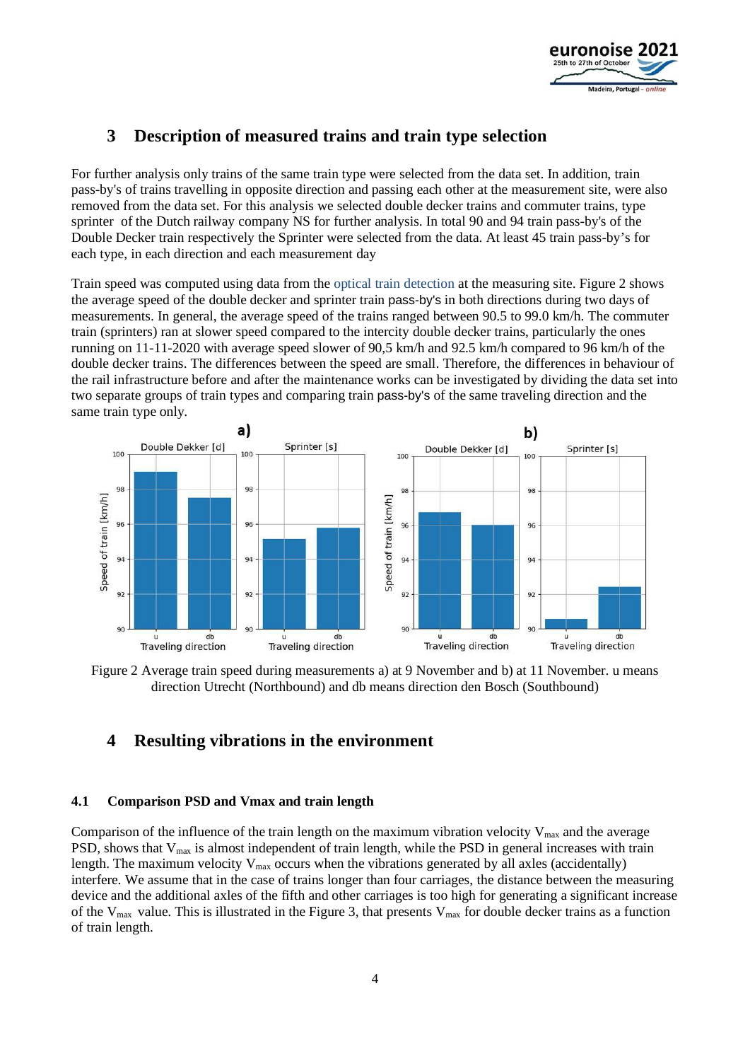## 3 Description of measured trains and train type selection

For further analysis only trains of the same train type were selected from the data set. In addition, train pass-by's of trains travelling in opposite direction and passing each other at the measurement site, were also removed from the data set. For this analysis we selected double decker trains and commuter trains, type sprinter of the Dutch railway company NS for further analysis. In total 90 and 94 train pass-by's of the Double Decker train respectively the Sprinter were selected from the data. At least 45 train pass-by's for each type, in each direction and each measurement day

Train speed was computed using data from the optical train detection at the measuring site. Figure 2 shows the average speed of the double decker and sprinter train pass-by's in both directions during two days of measurements. In general, the average speed of the trains ranged between 90.5 to 99.0 km/h. The commuter train (sprinters) ran at slower speed compared to the intercity double decker trains, particularly the ones running on 11-11-2020 with average speed slower of 90,5 km/h and 92.5 km/h compared to 96 km/h of the double decker trains. The differences between the speed are small. Therefore, the differences in behaviour of the rail infrastructure before and after the maintenance works can be investigated by dividing the data set into two separate groups of train types and comparing train pass-by's of the same traveling direction and the same train type only.

Figure 2 Average train speed during measurements a) at 9 November and b) at 11 November. u means direction Utrecht (Northbound) and db means direction den Bosch (Southbound)

## 4 Resulting vibrations in the environment

### 4.1 Comparison PSD and Vmax and train length

Comparison of the influence of the train length on the maximum vibration velocity $V_{max}$ and the average PSD, shows that $V_{max}$ is almost independent of train length, while the PSD in general increases with train length. The maximum velocity $V_{max}$ occurs when the vibrations generated by all axles (accidentally) interfere. We assume that in the case of trains longer than four carriages, the distance between the measuring device and the additional axles of the fifth and other carriages is too high for generating a significant increase of the $V_{max}$ value. This is illustrated in the Figure 3, that presents $V_{max}$ for double decker trains as a function of train length.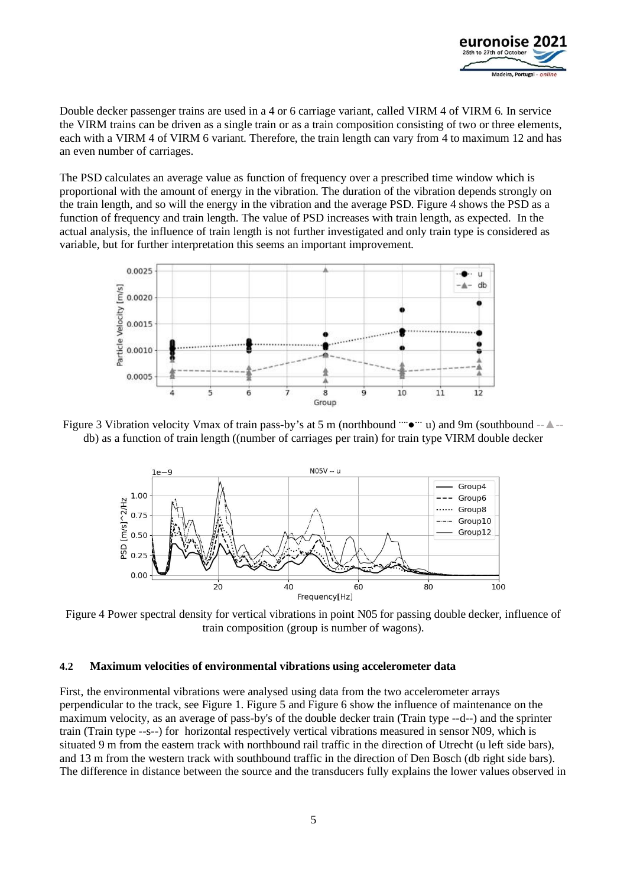Double decker passenger trains are used in a 4 or 6 carriage variant, called VIRM 4 of VIRM 6. In service the VIRM trains can be driven as a single train or as a train composition consisting of two or three elements, each with a VIRM 4 of VIRM 6 variant. Therefore, the train length can vary from 4 to maximum 12 and has an even number of carriages.

The PSD calculates an average value as function of frequency over a prescribed time window which is proportional with the amount of energy in the vibration. The duration of the vibration depends strongly on the train length, and so will the energy in the vibration and the average PSD. Figure 4 shows the PSD as a function of frequency and train length. The value of PSD increases with train length, as expected. In the actual analysis, the influence of train length is not further investigated and only train type is considered as variable, but for further interpretation this seems an important improvement.

Figure 3 Vibration velocity Vmax of train pass-by's at 5 m (northbound ···●··· u) and 9m (southbound --▲-- db) as a function of train length ((number of carriages per train) for train type VIRM double decker

Figure 4 Power spectral density for vertical vibrations in point N05 for passing double decker, influence of train composition (group is number of wagons).

#### 4.2 Maximum velocities of environmental vibrations using accelerometer data

First, the environmental vibrations were analysed using data from the two accelerometer arrays perpendicular to the track, see Figure 1. Figure 5 and Figure 6 show the influence of maintenance on the maximum velocity, as an average of pass-by's of the double decker train (Train type --d--) and the sprinter train (Train type --s--) for horizontal respectively vertical vibrations measured in sensor N09, which is situated 9 m from the eastern track with northbound rail traffic in the direction of Utrecht (u left side bars), and 13 m from the western track with southbound traffic in the direction of Den Bosch (db right side bars). The difference in distance between the source and the transducers fully explains the lower values observed in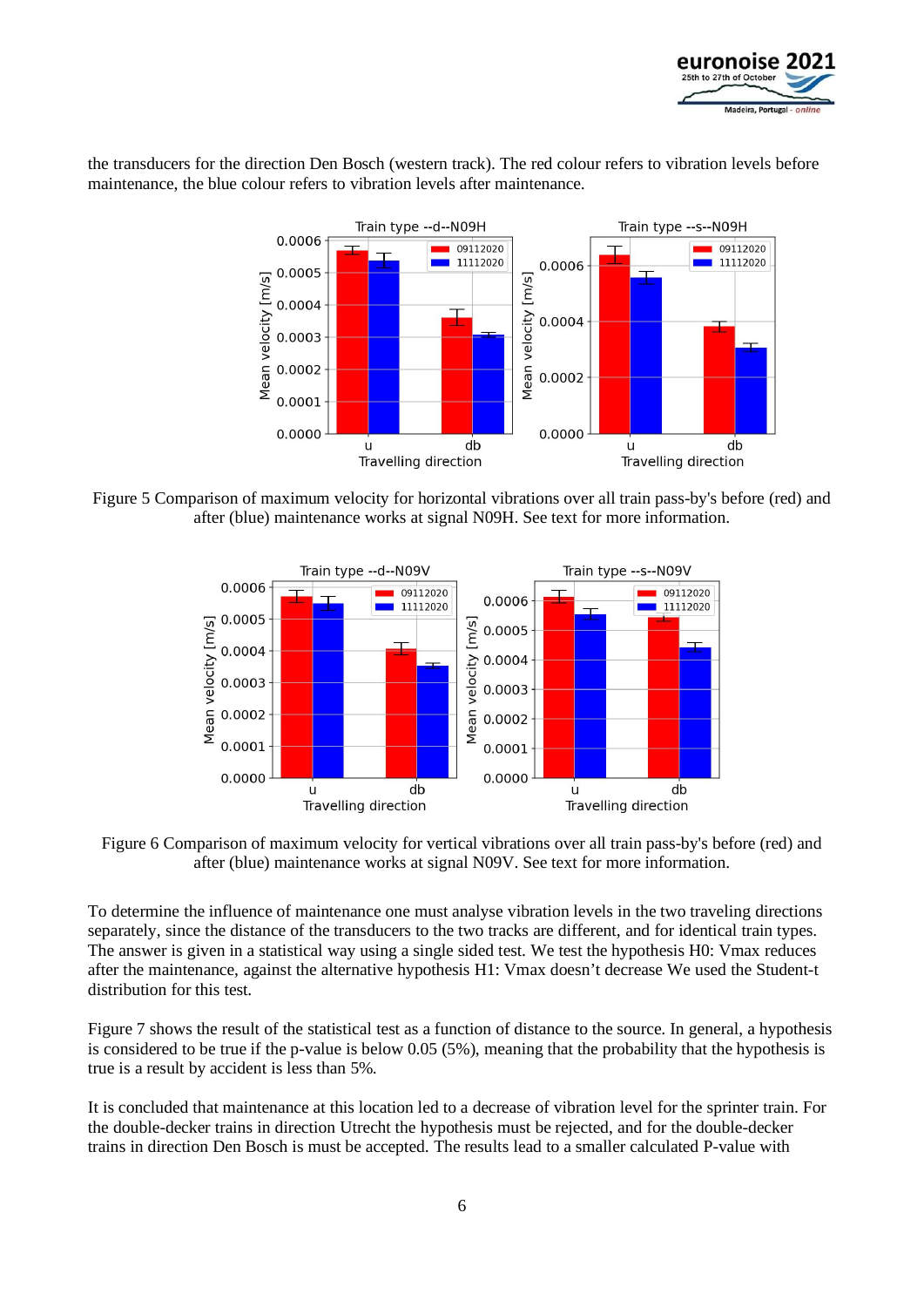the transducers for the direction Den Bosch (western track). The red colour refers to vibration levels before maintenance, the blue colour refers to vibration levels after maintenance.

Figure 5 Comparison of maximum velocity for horizontal vibrations over all train pass-by's before (red) and after (blue) maintenance works at signal N09H. See text for more information.

Figure 6 Comparison of maximum velocity for vertical vibrations over all train pass-by's before (red) and after (blue) maintenance works at signal N09V. See text for more information.

To determine the influence of maintenance one must analyse vibration levels in the two traveling directions separately, since the distance of the transducers to the two tracks are different, and for identical train types. The answer is given in a statistical way using a single sided test. We test the hypothesis H0: Vmax reduces after the maintenance, against the alternative hypothesis H1: Vmax doesn't decrease We used the Student-t distribution for this test.

Figure 7 shows the result of the statistical test as a function of distance to the source. In general, a hypothesis is considered to be true if the p-value is below 0.05 (5%), meaning that the probability that the hypothesis is true is a result by accident is less than 5%.

It is concluded that maintenance at this location led to a decrease of vibration level for the sprinter train. For the double-decker trains in direction Utrecht the hypothesis must be rejected, and for the double-decker trains in direction Den Bosch is must be accepted. The results lead to a smaller calculated P-value with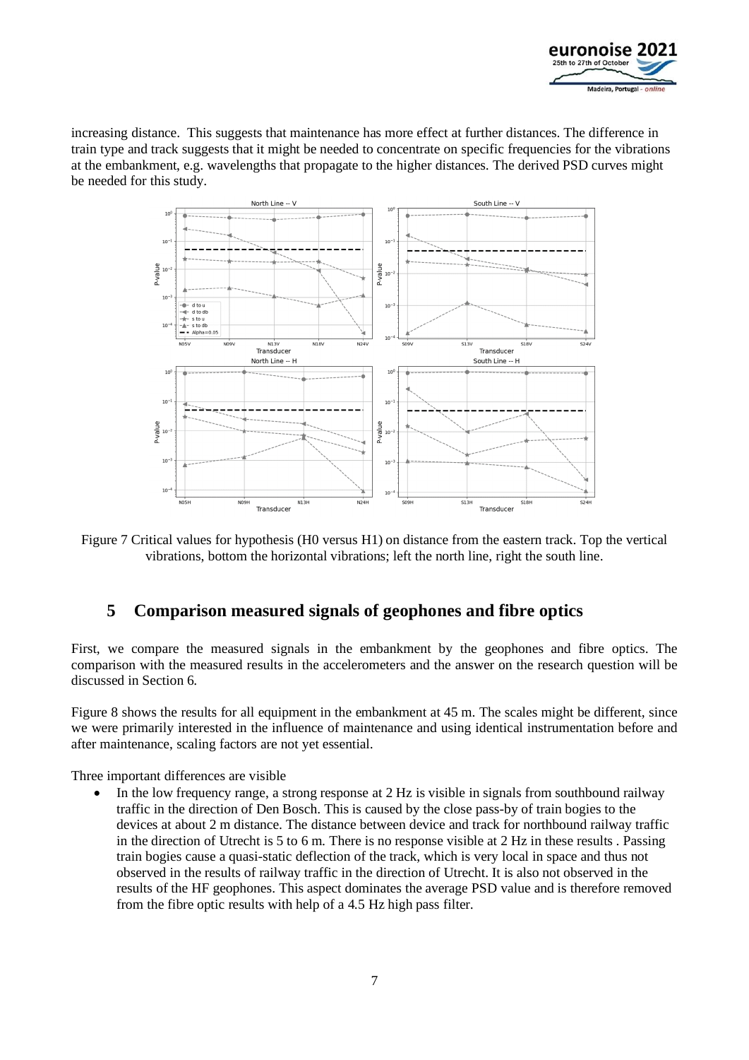increasing distance. This suggests that maintenance has more effect at further distances. The difference in train type and track suggests that it might be needed to concentrate on specific frequencies for the vibrations at the embankment, e.g. wavelengths that propagate to the higher distances. The derived PSD curves might be needed for this study.

Figure 7 Critical values for hypothesis (H0 versus H1) on distance from the eastern track. Top the vertical vibrations, bottom the horizontal vibrations; left the north line, right the south line.

## 5 Comparison measured signals of geophones and fibre optics

First, we compare the measured signals in the embankment by the geophones and fibre optics. The comparison with the measured results in the accelerometers and the answer on the research question will be discussed in Section 6.

Figure 8 shows the results for all equipment in the embankment at 45 m. The scales might be different, since we were primarily interested in the influence of maintenance and using identical instrumentation before and after maintenance, scaling factors are not yet essential.

Three important differences are visible

- In the low frequency range, a strong response at 2 Hz is visible in signals from southbound railway traffic in the direction of Den Bosch. This is caused by the close pass-by of train bogies to the devices at about 2 m distance. The distance between device and track for northbound railway traffic in the direction of Utrecht is 5 to 6 m. There is no response visible at 2 Hz in these results . Passing train bogies cause a quasi-static deflection of the track, which is very local in space and thus not observed in the results of railway traffic in the direction of Utrecht. It is also not observed in the results of the HF geophones. This aspect dominates the average PSD value and is therefore removed from the fibre optic results with help of a 4.5 Hz high pass filter.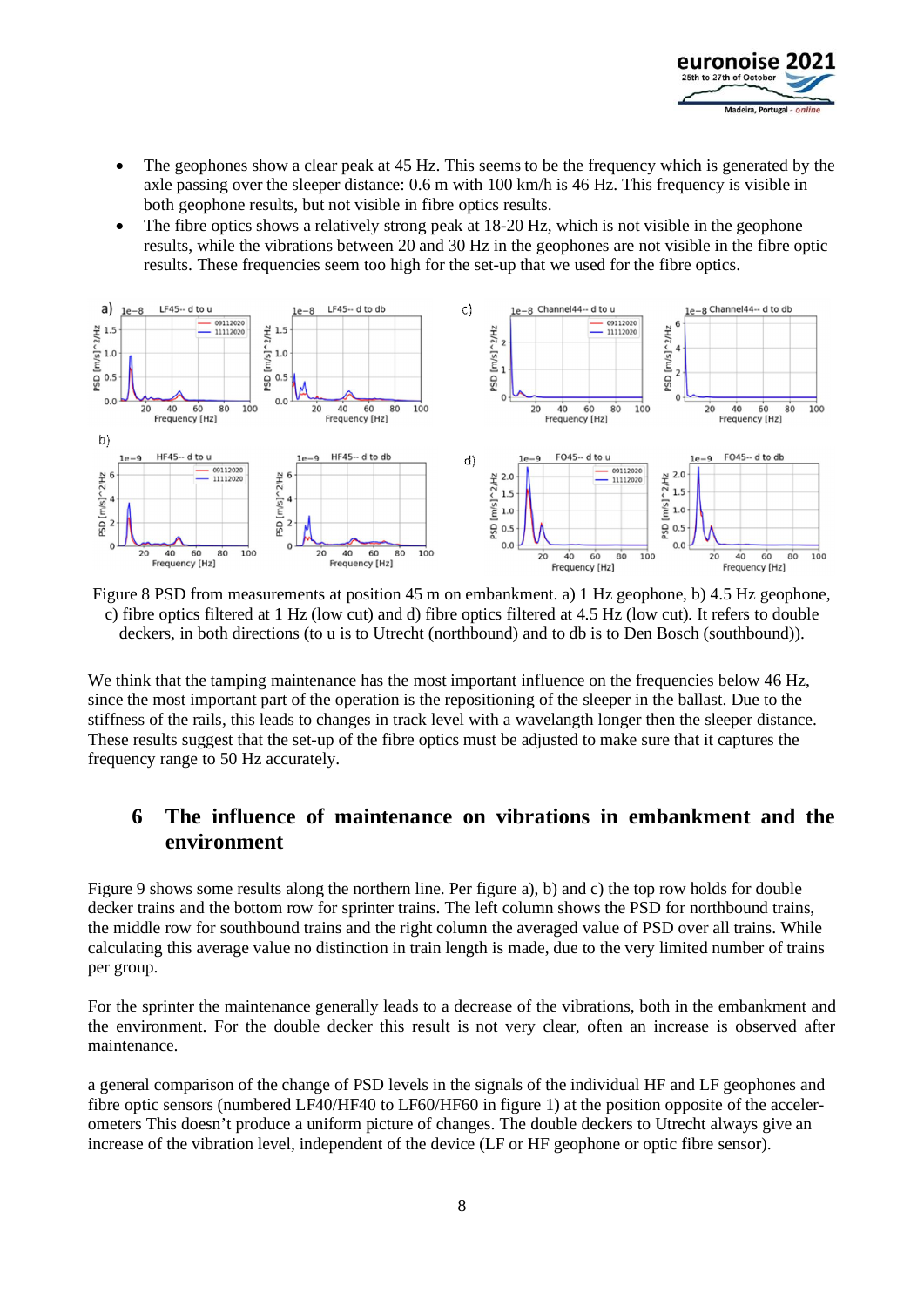- The geophones show a clear peak at 45 Hz. This seems to be the frequency which is generated by the axle passing over the sleeper distance: 0.6 m with 100 km/h is 46 Hz. This frequency is visible in both geophone results, but not visible in fibre optics results.
- The fibre optics shows a relatively strong peak at 18-20 Hz, which is not visible in the geophone results, while the vibrations between 20 and 30 Hz in the geophones are not visible in the fibre optic results. These frequencies seem too high for the set-up that we used for the fibre optics.

Figure 8 PSD from measurements at position 45 m on embankment. a) 1 Hz geophone, b) 4.5 Hz geophone, c) fibre optics filtered at 1 Hz (low cut) and d) fibre optics filtered at 4.5 Hz (low cut). It refers to double deckers, in both directions (to u is to Utrecht (northbound) and to db is to Den Bosch (southbound)).

We think that the tamping maintenance has the most important influence on the frequencies below 46 Hz, since the most important part of the operation is the repositioning of the sleeper in the ballast. Due to the stiffness of the rails, this leads to changes in track level with a wavelength longer then the sleeper distance. These results suggest that the set-up of the fibre optics must be adjusted to make sure that it captures the frequency range to 50 Hz accurately.

## 6 The influence of maintenance on vibrations in embankment and the environment

Figure 9 shows some results along the northern line. Per figure a), b) and c) the top row holds for double decker trains and the bottom row for sprinter trains. The left column shows the PSD for northbound trains, the middle row for southbound trains and the right column the averaged value of PSD over all trains. While calculating this average value no distinction in train length is made, due to the very limited number of trains per group.

For the sprinter the maintenance generally leads to a decrease of the vibrations, both in the embankment and the environment. For the double decker this result is not very clear, often an increase is observed after maintenance.

a general comparison of the change of PSD levels in the signals of the individual HF and LF geophones and fibre optic sensors (numbered LF40/HF40 to LF60/HF60 in figure 1) at the position opposite of the acceler-ometers This doesn't produce a uniform picture of changes. The double deckers to Utrecht always give an increase of the vibration level, independent of the device (LF or HF geophone or optic fibre sensor).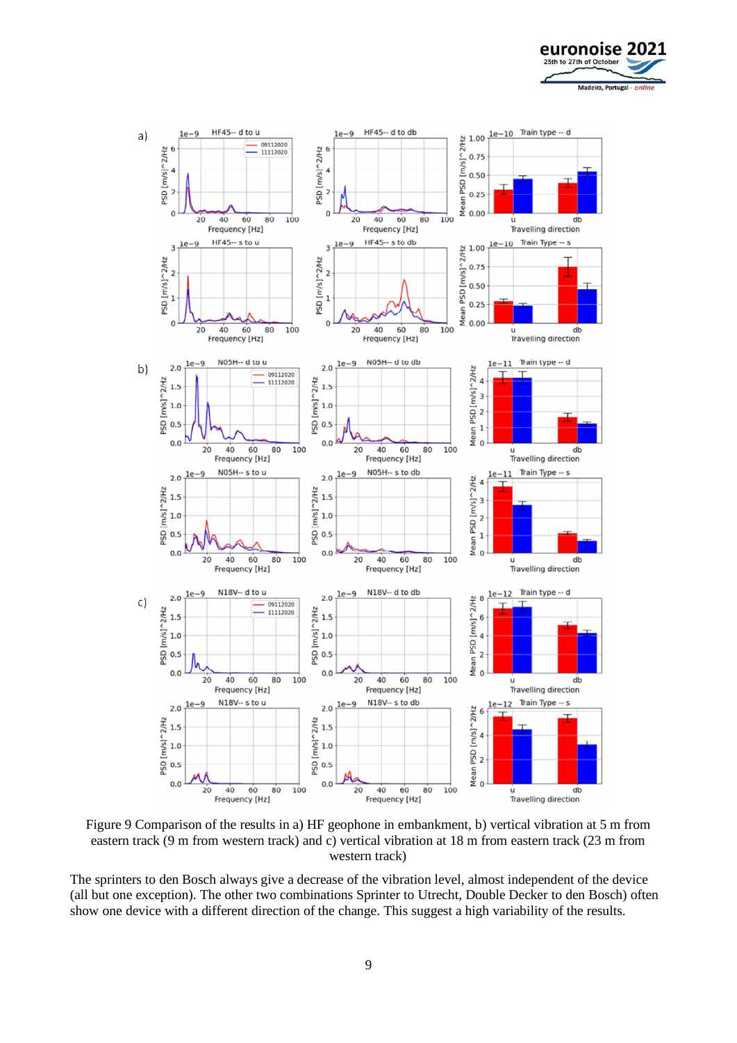Figure 9 Comparison of the results in a) HF geophone in embankment, b) vertical vibration at 5 m from eastern track (9 m from western track) and c) vertical vibration at 18 m from eastern track (23 m from western track)

The sprinters to den Bosch always give a decrease of the vibration level, almost independent of the device (all but one exception). The other two combinations Sprinter to Utrecht, Double Decker to den Bosch) often show one device with a different direction of the change. This suggest a high variability of the results.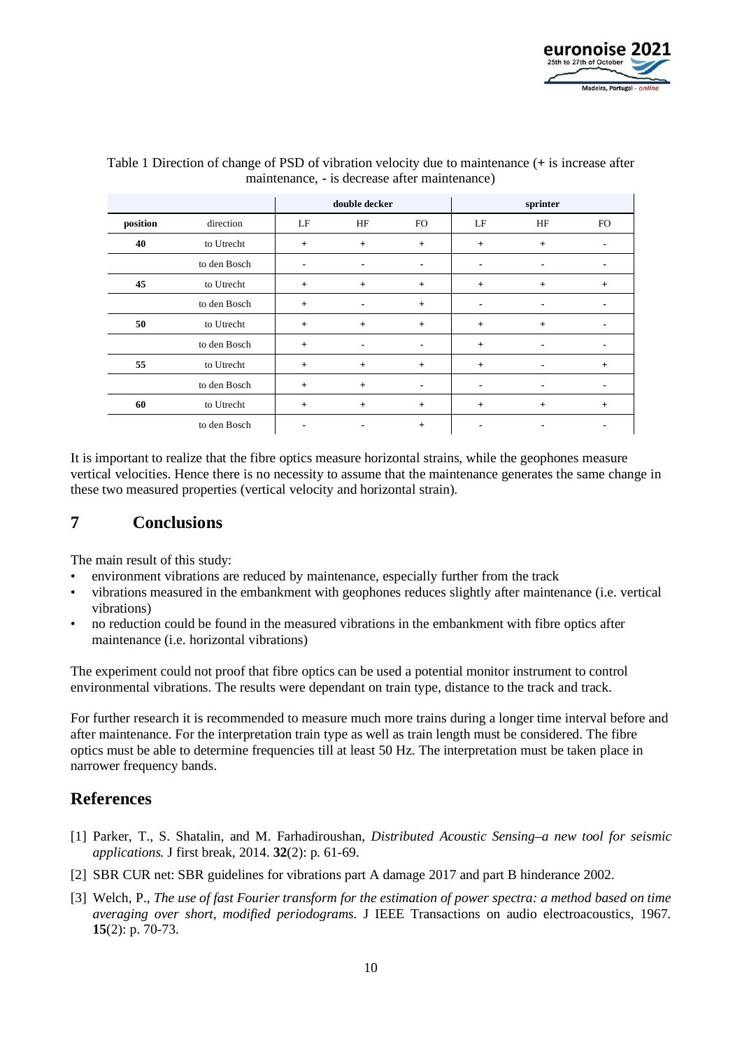Table 1 Direction of change of PSD of vibration velocity due to maintenance (+ is increase after maintenance, - is decrease after maintenance)

| | | double decker | | | sprinter | | |
|---|---|---|---|---|---|---|---|
| **position** | direction | LF | HF | FO | LF | HF | FO |
| **40** | to Utrecht | + | + | + | + | + | - |
| | to den Bosch | - | - | - | - | - | - |
| **45** | to Utrecht | + | + | + | + | + | + |
| | to den Bosch | + | - | + | - | - | - |
| **50** | to Utrecht | + | + | + | + | + | - |
| | to den Bosch | + | - | - | + | - | - |
| **55** | to Utrecht | + | + | + | + | - | + |
| | to den Bosch | + | + | - | - | - | - |
| **60** | to Utrecht | + | + | + | + | + | + |
| | to den Bosch | - | - | + | - | - | - |

It is important to realize that the fibre optics measure horizontal strains, while the geophones measure vertical velocities. Hence there is no necessity to assume that the maintenance generates the same change in these two measured properties (vertical velocity and horizontal strain).

## 7 Conclusions

The main result of this study:

- environment vibrations are reduced by maintenance, especially further from the track
- vibrations measured in the embankment with geophones reduces slightly after maintenance (i.e. vertical vibrations)
- no reduction could be found in the measured vibrations in the embankment with fibre optics after maintenance (i.e. horizontal vibrations)

The experiment could not proof that fibre optics can be used a potential monitor instrument to control environmental vibrations. The results were dependant on train type, distance to the track and track.

For further research it is recommended to measure much more trains during a longer time interval before and after maintenance. For the interpretation train type as well as train length must be considered. The fibre optics must be able to determine frequencies till at least 50 Hz. The interpretation must be taken place in narrower frequency bands.

## References

[1] Parker, T., S. Shatalin, and M. Farhadiroushan, *Distributed Acoustic Sensing–a new tool for seismic applications*. J first break, 2014. **32**(2): p. 61-69.

[2] SBR CUR net: SBR guidelines for vibrations part A damage 2017 and part B hinderance 2002.

[3] Welch, P., *The use of fast Fourier transform for the estimation of power spectra: a method based on time averaging over short, modified periodograms*. J IEEE Transactions on audio electroacoustics, 1967. **15**(2): p. 70-73.